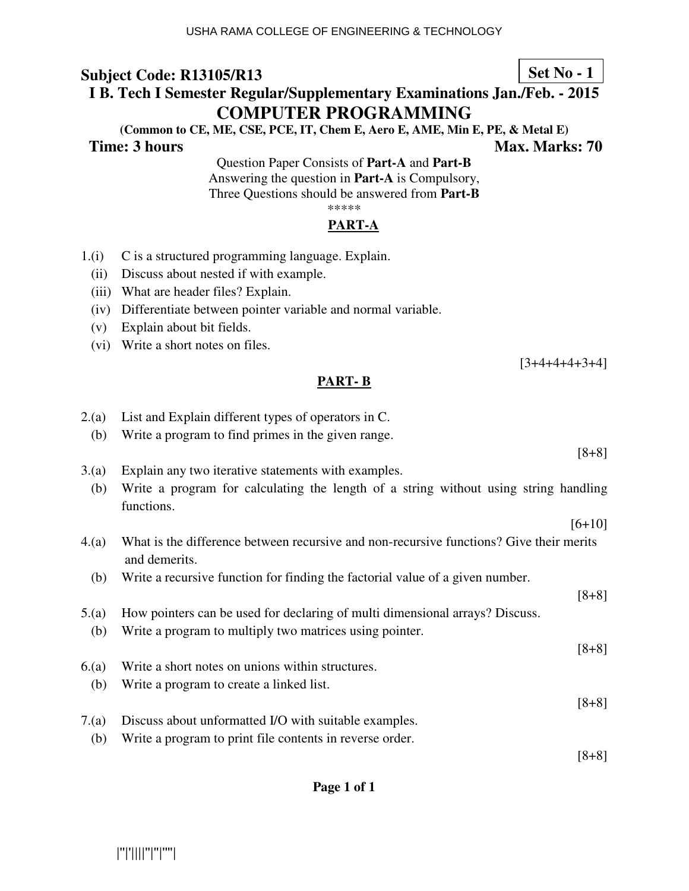USHA RAMA COLLEGE OF ENGINEERING & TECHNOLOGY

**Subject Code: R13105/R13**

**Set No - 1**

## I B. Tech I Semester Regular/Supplementary Examinations Jan./Feb. - 2015

# COMPUTER PROGRAMMING

**(Common to CE, ME, CSE, PCE, IT, Chem E, Aero E, AME, Min E, PE, & Metal E)**

**Time: 3 hours** **Max. Marks: 70**

Question Paper Consists of **Part-A** and **Part-B**
Answering the question in **Part-A** is Compulsory,
Three Questions should be answered from **Part-B**

*****

## PART-A

1.(i) C is a structured programming language. Explain.

(ii) Discuss about nested if with example.

(iii) What are header files? Explain.

(iv) Differentiate between pointer variable and normal variable.

(v) Explain about bit fields.

(vi) Write a short notes on files.

[3+4+4+4+3+4]

## PART- B

2.(a) List and Explain different types of operators in C.

(b) Write a program to find primes in the given range.

[8+8]

3.(a) Explain any two iterative statements with examples.

(b) Write a program for calculating the length of a string without using string handling functions.

[6+10]

4.(a) What is the difference between recursive and non-recursive functions? Give their merits and demerits.

(b) Write a recursive function for finding the factorial value of a given number.

[8+8]

5.(a) How pointers can be used for declaring of multi dimensional arrays? Discuss.

(b) Write a program to multiply two matrices using pointer.

[8+8]

6.(a) Write a short notes on unions within structures.

(b) Write a program to create a linked list.

[8+8]

7.(a) Discuss about unformatted I/O with suitable examples.

(b) Write a program to print file contents in reverse order.

[8+8]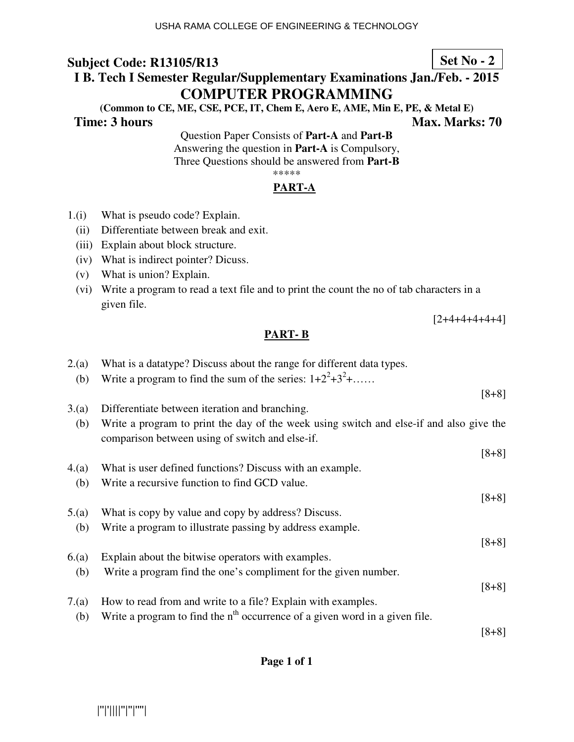**Subject Code: R13105/R13** **Set No - 2**

## I B. Tech I Semester Regular/Supplementary Examinations Jan./Feb. - 2015

# COMPUTER PROGRAMMING

**(Common to CE, ME, CSE, PCE, IT, Chem E, Aero E, AME, Min E, PE, & Metal E)**

**Time: 3 hours** **Max. Marks: 70**

Question Paper Consists of **Part-A** and **Part-B**
Answering the question in **Part-A** is Compulsory,
Three Questions should be answered from **Part-B**

\*\*\*\*\*

## PART-A

1.(i) What is pseudo code? Explain.

(ii) Differentiate between break and exit.

(iii) Explain about block structure.

(iv) What is indirect pointer? Dicuss.

(v) What is union? Explain.

(vi) Write a program to read a text file and to print the count the no of tab characters in a given file.

[2+4+4+4+4+4]

## PART- B

2.(a) What is a datatype? Discuss about the range for different data types.

(b) Write a program to find the sum of the series: $1+2^2+3^2+\ldots\ldots$

[8+8]

3.(a) Differentiate between iteration and branching.

(b) Write a program to print the day of the week using switch and else-if and also give the comparison between using of switch and else-if.

[8+8]

4.(a) What is user defined functions? Discuss with an example.

(b) Write a recursive function to find GCD value.

[8+8]

5.(a) What is copy by value and copy by address? Discuss.

(b) Write a program to illustrate passing by address example.

[8+8]

6.(a) Explain about the bitwise operators with examples.

(b) Write a program find the one's compliment for the given number.

[8+8]

7.(a) How to read from and write to a file? Explain with examples.

(b) Write a program to find the $n^{th}$ occurrence of a given word in a given file.

[8+8]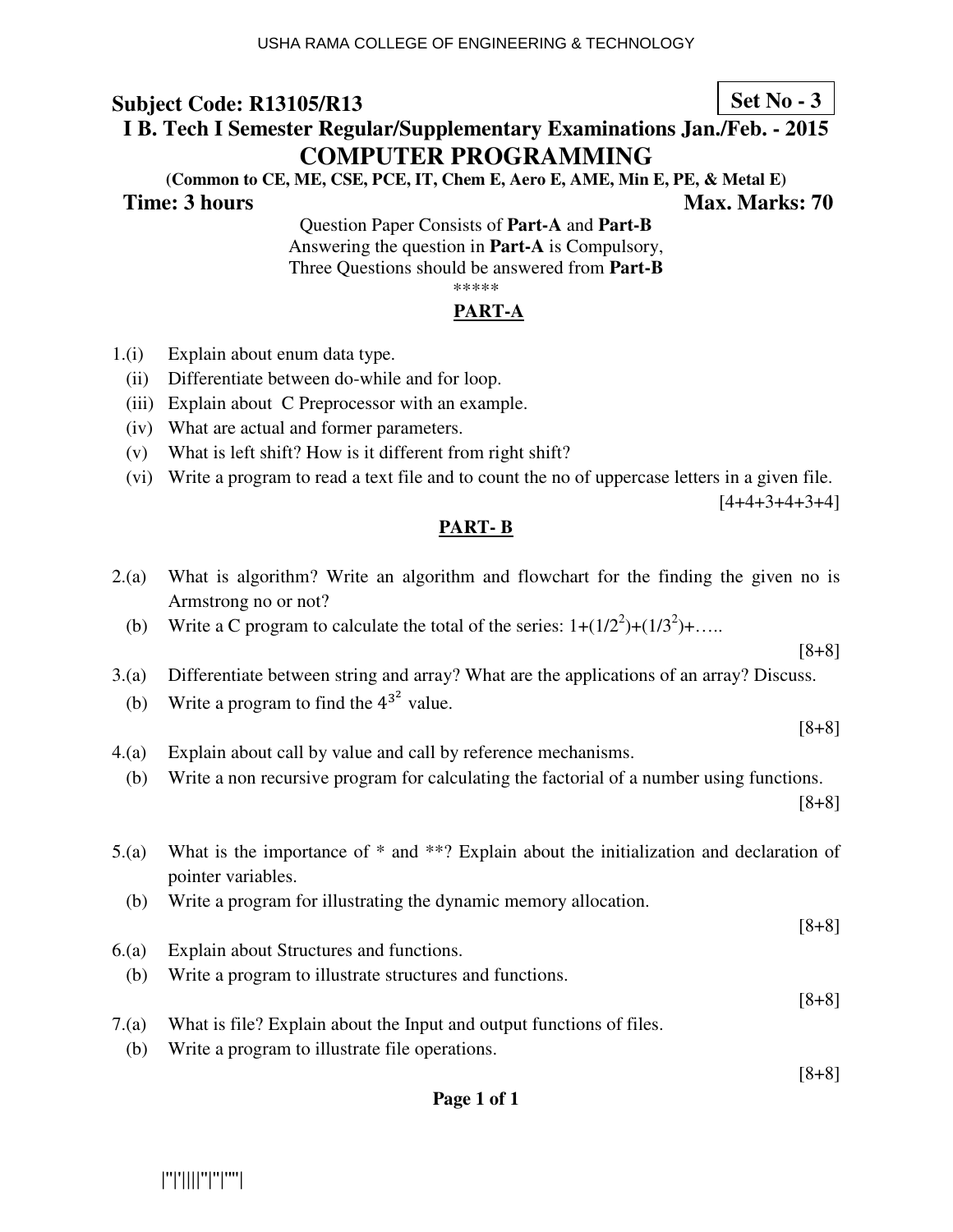**Subject Code: R13105/R13** **Set No - 3**

**I B. Tech I Semester Regular/Supplementary Examinations Jan./Feb. - 2015**

# COMPUTER PROGRAMMING

**(Common to CE, ME, CSE, PCE, IT, Chem E, Aero E, AME, Min E, PE, & Metal E)**

**Time: 3 hours** **Max. Marks: 70**

Question Paper Consists of **Part-A** and **Part-B**
Answering the question in **Part-A** is Compulsory,
Three Questions should be answered from **Part-B**

*****

## PART-A

1.(i) Explain about enum data type.
 (ii) Differentiate between do-while and for loop.
 (iii) Explain about C Preprocessor with an example.
 (iv) What are actual and former parameters.
 (v) What is left shift? How is it different from right shift?
 (vi) Write a program to read a text file and to count the no of uppercase letters in a given file.

[4+4+3+4+3+4]

## PART- B

2.(a) What is algorithm? Write an algorithm and flowchart for the finding the given no is Armstrong no or not?
 (b) Write a C program to calculate the total of the series: $1+(1/2^2)+(1/3^2)+$…..

[8+8]

3.(a) Differentiate between string and array? What are the applications of an array? Discuss.
 (b) Write a program to find the $4^{3^2}$ value.

[8+8]

4.(a) Explain about call by value and call by reference mechanisms.
 (b) Write a non recursive program for calculating the factorial of a number using functions.

[8+8]

5.(a) What is the importance of * and **? Explain about the initialization and declaration of pointer variables.
 (b) Write a program for illustrating the dynamic memory allocation.

[8+8]

6.(a) Explain about Structures and functions.
 (b) Write a program to illustrate structures and functions.

[8+8]

7.(a) What is file? Explain about the Input and output functions of files.
 (b) Write a program to illustrate file operations.

[8+8]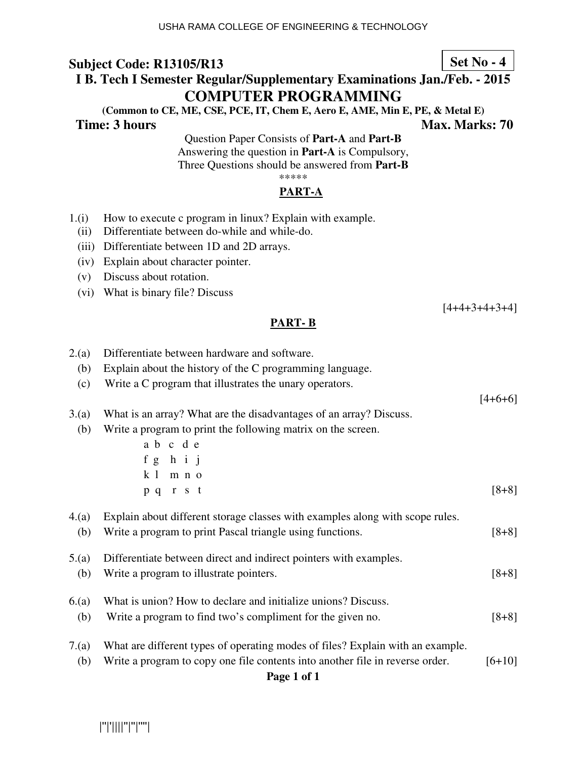**Subject Code: R13105/R13** **Set No - 4**

**I B. Tech I Semester Regular/Supplementary Examinations Jan./Feb. - 2015**

# COMPUTER PROGRAMMING

**(Common to CE, ME, CSE, PCE, IT, Chem E, Aero E, AME, Min E, PE, & Metal E)**

**Time: 3 hours** **Max. Marks: 70**

Question Paper Consists of **Part-A** and **Part-B**
Answering the question in **Part-A** is Compulsory,
Three Questions should be answered from **Part-B**

*****

## PART-A

1.(i) How to execute c program in linux? Explain with example.
(ii) Differentiate between do-while and while-do.
(iii) Differentiate between 1D and 2D arrays.
(iv) Explain about character pointer.
(v) Discuss about rotation.
(vi) What is binary file? Discuss

[4+4+3+4+3+4]

## PART- B

2.(a) Differentiate between hardware and software.
(b) Explain about the history of the C programming language.
(c) Write a C program that illustrates the unary operators.

[4+6+6]

3.(a) What is an array? What are the disadvantages of an array? Discuss.
(b) Write a program to print the following matrix on the screen.

```
a b c d e
f g h i j
k l m n o
p q r s t
```

[8+8]

4.(a) Explain about different storage classes with examples along with scope rules.
(b) Write a program to print Pascal triangle using functions. [8+8]

5.(a) Differentiate between direct and indirect pointers with examples.
(b) Write a program to illustrate pointers. [8+8]

6.(a) What is union? How to declare and initialize unions? Discuss.
(b) Write a program to find two's compliment for the given no. [8+8]

7.(a) What are different types of operating modes of files? Explain with an example.
(b) Write a program to copy one file contents into another file in reverse order. [6+10]